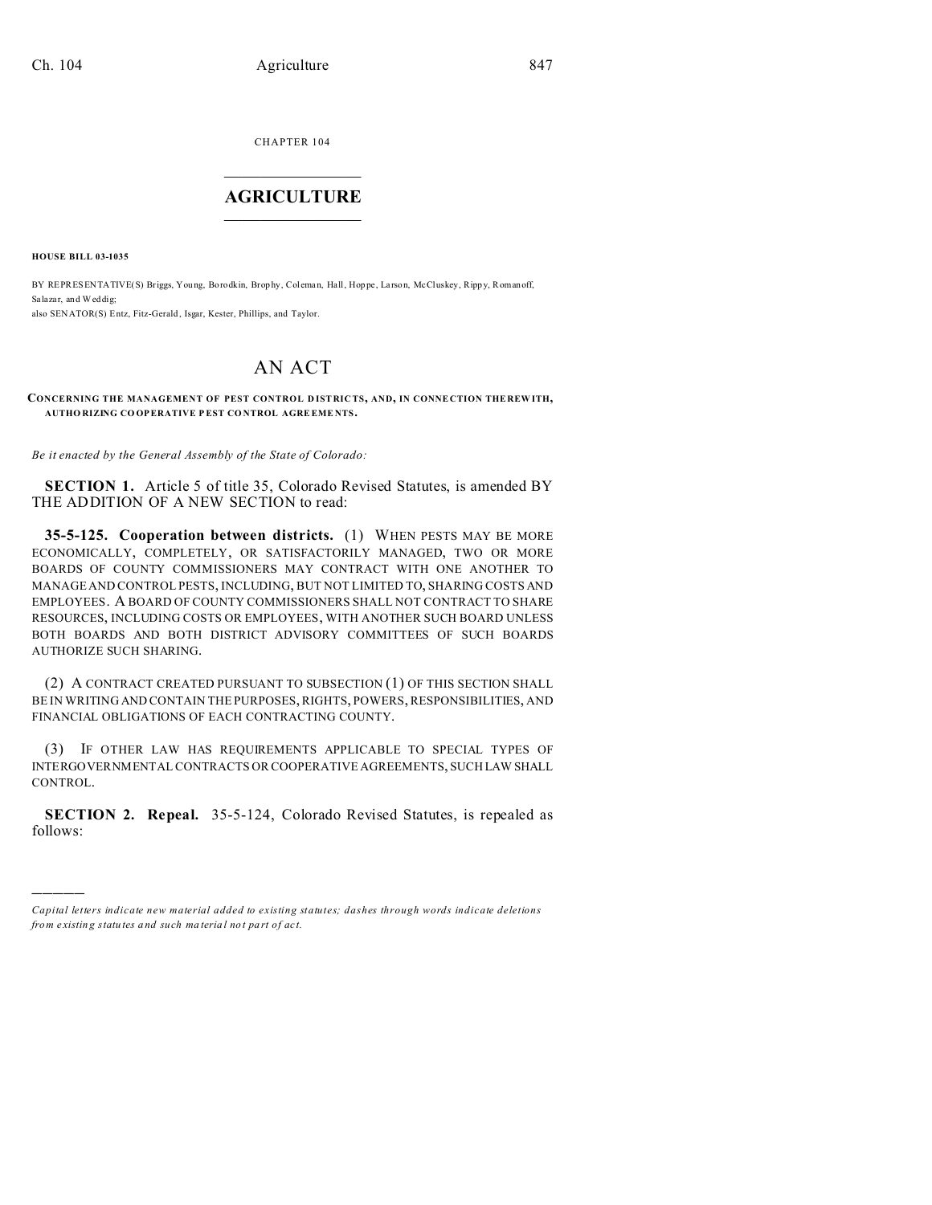CHAPTER 104

# AGRICULTURE

**HOUSE BILL 03-1035**

BY REPRESENTATIVE(S) Briggs, Young, Borodkin, Brophy, Coleman, Hall, Hoppe, Larson, McCluskey, Rippy, Romanoff, Salazar, and Weddig;
also SENATOR(S) Entz, Fitz-Gerald, Isgar, Kester, Phillips, and Taylor.

# AN ACT

**CONCERNING THE MANAGEMENT OF PEST CONTROL DISTRICTS, AND, IN CONNECTION THEREWITH, AUTHORIZING COOPERATIVE PEST CONTROL AGREEMENTS.**

*Be it enacted by the General Assembly of the State of Colorado:*

**SECTION 1.** Article 5 of title 35, Colorado Revised Statutes, is amended BY THE ADDITION OF A NEW SECTION to read:

**35-5-125. Cooperation between districts.** (1) WHEN PESTS MAY BE MORE ECONOMICALLY, COMPLETELY, OR SATISFACTORILY MANAGED, TWO OR MORE BOARDS OF COUNTY COMMISSIONERS MAY CONTRACT WITH ONE ANOTHER TO MANAGE AND CONTROL PESTS, INCLUDING, BUT NOT LIMITED TO, SHARING COSTS AND EMPLOYEES. A BOARD OF COUNTY COMMISSIONERS SHALL NOT CONTRACT TO SHARE RESOURCES, INCLUDING COSTS OR EMPLOYEES, WITH ANOTHER SUCH BOARD UNLESS BOTH BOARDS AND BOTH DISTRICT ADVISORY COMMITTEES OF SUCH BOARDS AUTHORIZE SUCH SHARING.

(2) A CONTRACT CREATED PURSUANT TO SUBSECTION (1) OF THIS SECTION SHALL BE IN WRITING AND CONTAIN THE PURPOSES, RIGHTS, POWERS, RESPONSIBILITIES, AND FINANCIAL OBLIGATIONS OF EACH CONTRACTING COUNTY.

(3) IF OTHER LAW HAS REQUIREMENTS APPLICABLE TO SPECIAL TYPES OF INTERGOVERNMENTAL CONTRACTS OR COOPERATIVE AGREEMENTS, SUCH LAW SHALL CONTROL.

**SECTION 2. Repeal.** 35-5-124, Colorado Revised Statutes, is repealed as follows:

---

*Capital letters indicate new material added to existing statutes; dashes through words indicate deletions from existing statutes and such material not part of act.*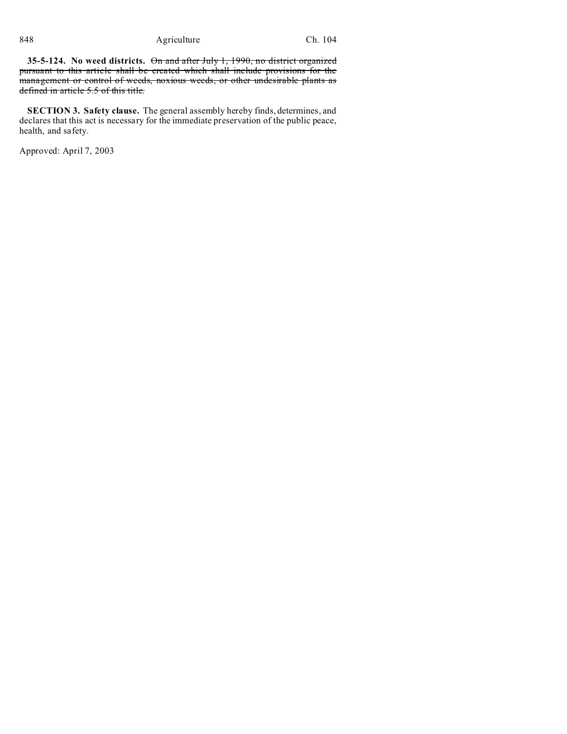**35-5-124. No weed districts.** ~~On and after July 1, 1990, no district organized pursuant to this article shall be created which shall include provisions for the management or control of weeds, noxious weeds, or other undesirable plants as defined in article 5.5 of this title.~~

**SECTION 3. Safety clause.** The general assembly hereby finds, determines, and declares that this act is necessary for the immediate preservation of the public peace, health, and safety.

Approved: April 7, 2003